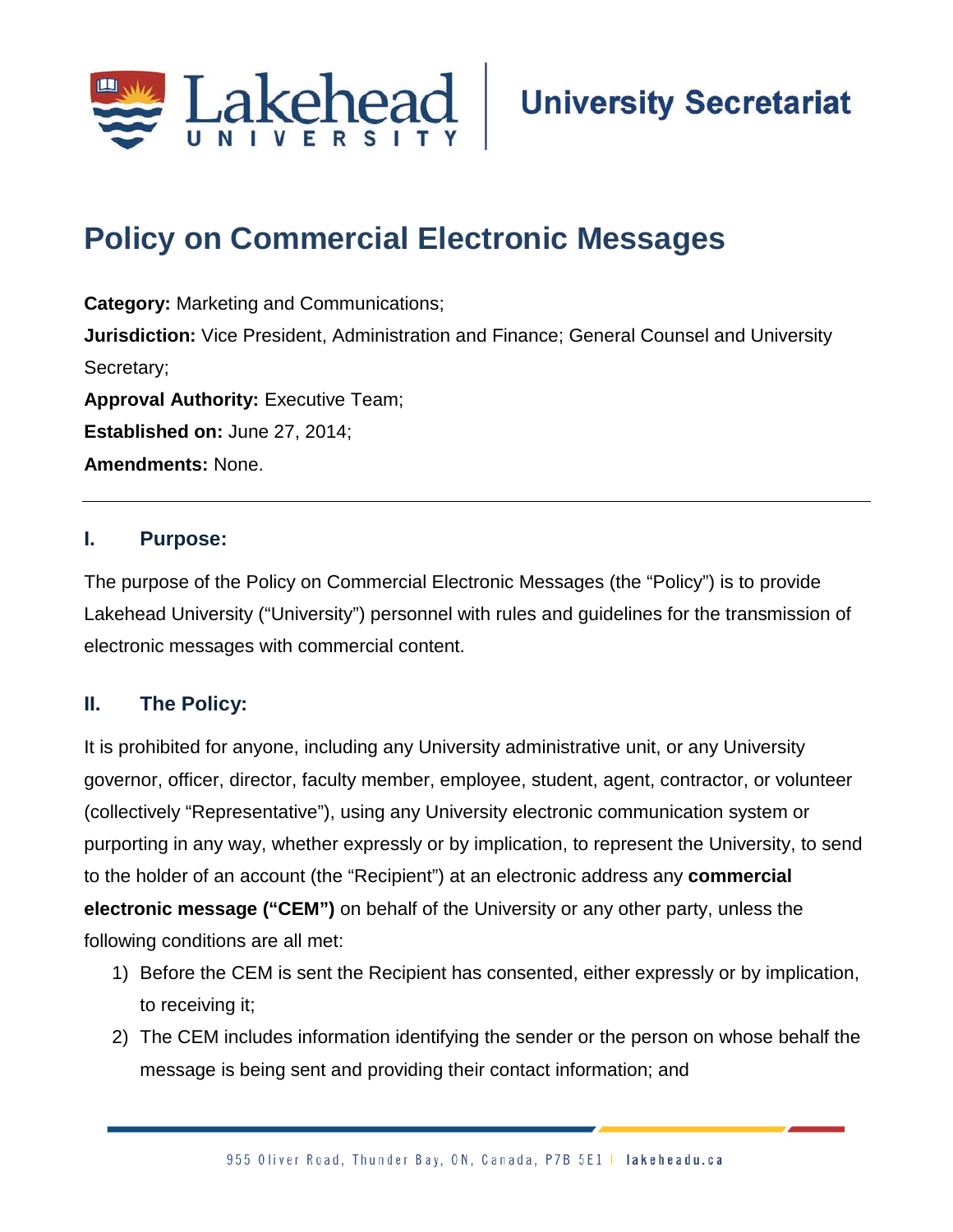University Secretariat

# Policy on Commercial Electronic Messages

**Category:** Marketing and Communications;

**Jurisdiction:** Vice President, Administration and Finance; General Counsel and University Secretary;

**Approval Authority:** Executive Team;

**Established on:** June 27, 2014;

**Amendments:** None.

---

## I. Purpose:

The purpose of the Policy on Commercial Electronic Messages (the "Policy") is to provide Lakehead University ("University") personnel with rules and guidelines for the transmission of electronic messages with commercial content.

## II. The Policy:

It is prohibited for anyone, including any University administrative unit, or any University governor, officer, director, faculty member, employee, student, agent, contractor, or volunteer (collectively "Representative"), using any University electronic communication system or purporting in any way, whether expressly or by implication, to represent the University, to send to the holder of an account (the "Recipient") at an electronic address any **commercial electronic message ("CEM")** on behalf of the University or any other party, unless the following conditions are all met:

1) Before the CEM is sent the Recipient has consented, either expressly or by implication, to receiving it;
2) The CEM includes information identifying the sender or the person on whose behalf the message is being sent and providing their contact information; and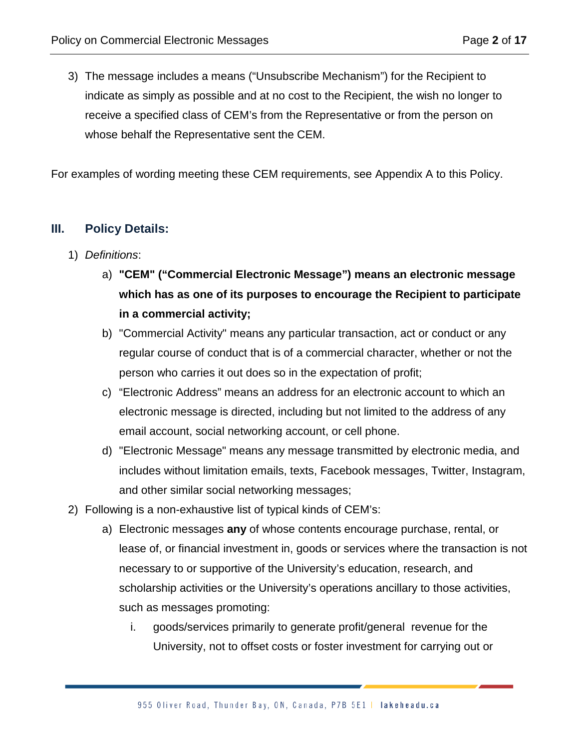3) The message includes a means (“Unsubscribe Mechanism”) for the Recipient to indicate as simply as possible and at no cost to the Recipient, the wish no longer to receive a specified class of CEM’s from the Representative or from the person on whose behalf the Representative sent the CEM.

For examples of wording meeting these CEM requirements, see Appendix A to this Policy.

## III. Policy Details:

1) *Definitions*:
    a) **"CEM" (“Commercial Electronic Message”) means an electronic message which has as one of its purposes to encourage the Recipient to participate in a commercial activity;**
    b) "Commercial Activity" means any particular transaction, act or conduct or any regular course of conduct that is of a commercial character, whether or not the person who carries it out does so in the expectation of profit;
    c) “Electronic Address” means an address for an electronic account to which an electronic message is directed, including but not limited to the address of any email account, social networking account, or cell phone.
    d) "Electronic Message" means any message transmitted by electronic media, and includes without limitation emails, texts, Facebook messages, Twitter, Instagram, and other similar social networking messages;
2) Following is a non-exhaustive list of typical kinds of CEM’s:
    a) Electronic messages **any** of whose contents encourage purchase, rental, or lease of, or financial investment in, goods or services where the transaction is not necessary to or supportive of the University’s education, research, and scholarship activities or the University’s operations ancillary to those activities, such as messages promoting:
        i. goods/services primarily to generate profit/general revenue for the University, not to offset costs or foster investment for carrying out or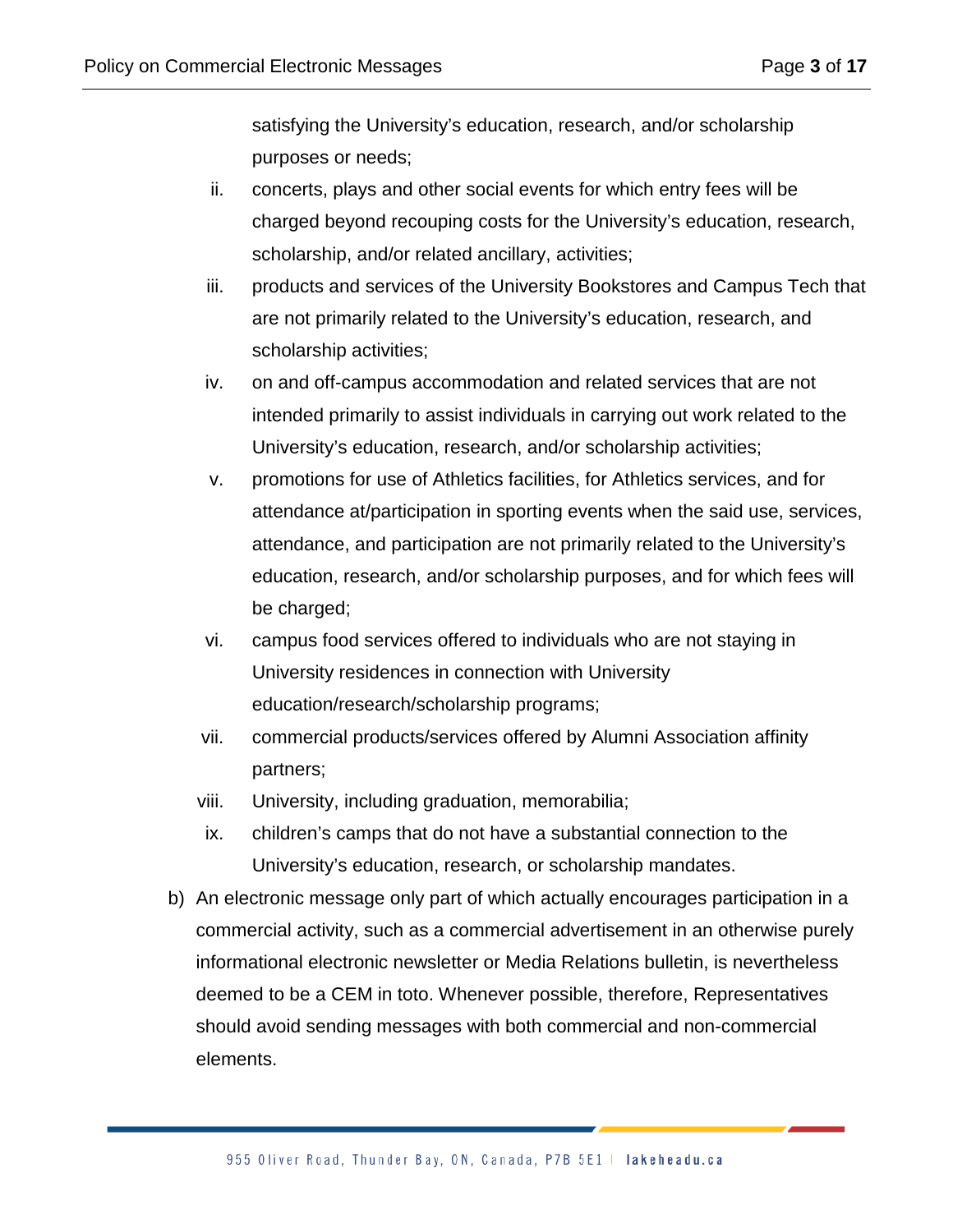satisfying the University's education, research, and/or scholarship purposes or needs;

ii. concerts, plays and other social events for which entry fees will be charged beyond recouping costs for the University's education, research, scholarship, and/or related ancillary, activities;

iii. products and services of the University Bookstores and Campus Tech that are not primarily related to the University's education, research, and scholarship activities;

iv. on and off-campus accommodation and related services that are not intended primarily to assist individuals in carrying out work related to the University's education, research, and/or scholarship activities;

v. promotions for use of Athletics facilities, for Athletics services, and for attendance at/participation in sporting events when the said use, services, attendance, and participation are not primarily related to the University's education, research, and/or scholarship purposes, and for which fees will be charged;

vi. campus food services offered to individuals who are not staying in University residences in connection with University education/research/scholarship programs;

vii. commercial products/services offered by Alumni Association affinity partners;

viii. University, including graduation, memorabilia;

ix. children's camps that do not have a substantial connection to the University's education, research, or scholarship mandates.

b) An electronic message only part of which actually encourages participation in a commercial activity, such as a commercial advertisement in an otherwise purely informational electronic newsletter or Media Relations bulletin, is nevertheless deemed to be a CEM in toto. Whenever possible, therefore, Representatives should avoid sending messages with both commercial and non-commercial elements.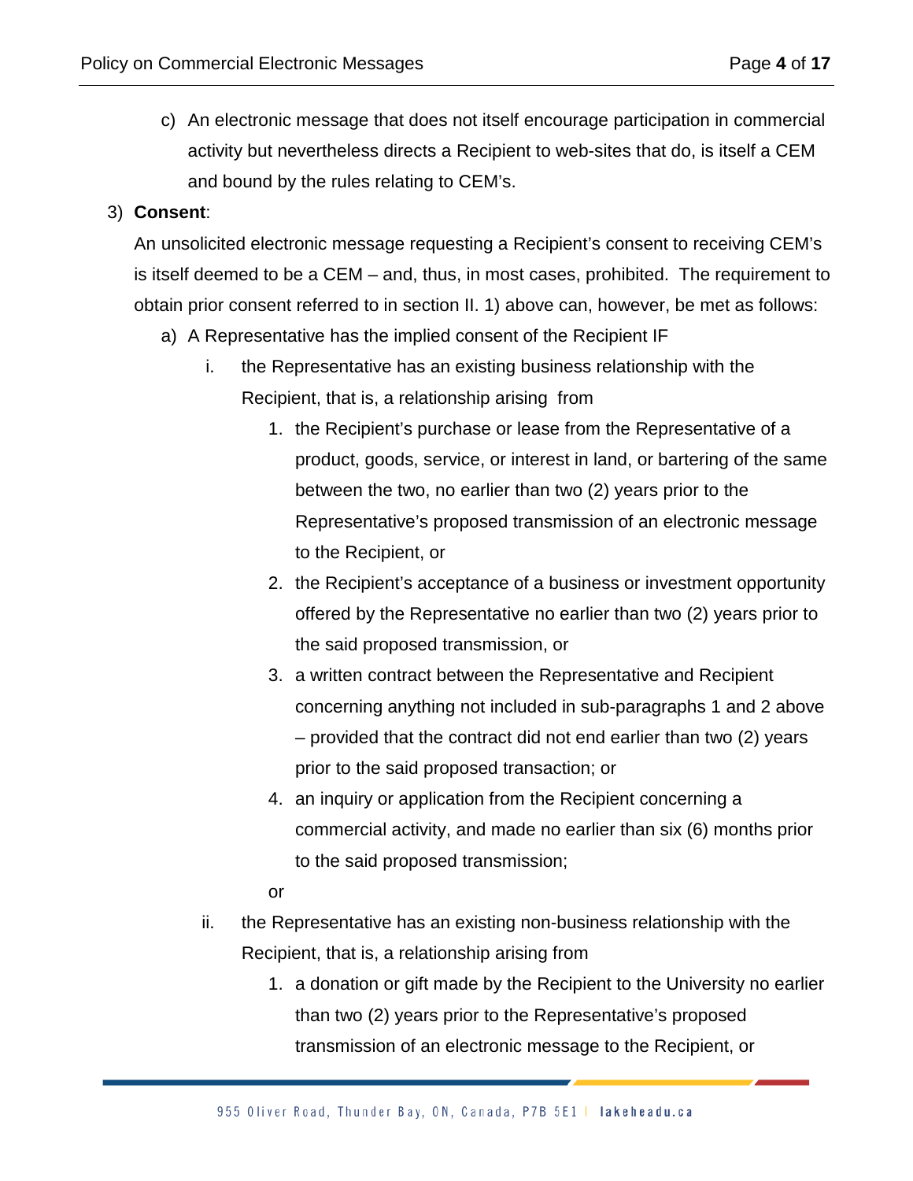c) An electronic message that does not itself encourage participation in commercial activity but nevertheless directs a Recipient to web-sites that do, is itself a CEM and bound by the rules relating to CEM's.

3) **Consent**:

An unsolicited electronic message requesting a Recipient's consent to receiving CEM's is itself deemed to be a CEM – and, thus, in most cases, prohibited. The requirement to obtain prior consent referred to in section II. 1) above can, however, be met as follows:

a) A Representative has the implied consent of the Recipient IF

   i. the Representative has an existing business relationship with the Recipient, that is, a relationship arising from

      1. the Recipient's purchase or lease from the Representative of a product, goods, service, or interest in land, or bartering of the same between the two, no earlier than two (2) years prior to the Representative's proposed transmission of an electronic message to the Recipient, or
      2. the Recipient's acceptance of a business or investment opportunity offered by the Representative no earlier than two (2) years prior to the said proposed transmission, or
      3. a written contract between the Representative and Recipient concerning anything not included in sub-paragraphs 1 and 2 above – provided that the contract did not end earlier than two (2) years prior to the said proposed transaction; or
      4. an inquiry or application from the Recipient concerning a commercial activity, and made no earlier than six (6) months prior to the said proposed transmission;

      or

   ii. the Representative has an existing non-business relationship with the Recipient, that is, a relationship arising from

      1. a donation or gift made by the Recipient to the University no earlier than two (2) years prior to the Representative's proposed transmission of an electronic message to the Recipient, or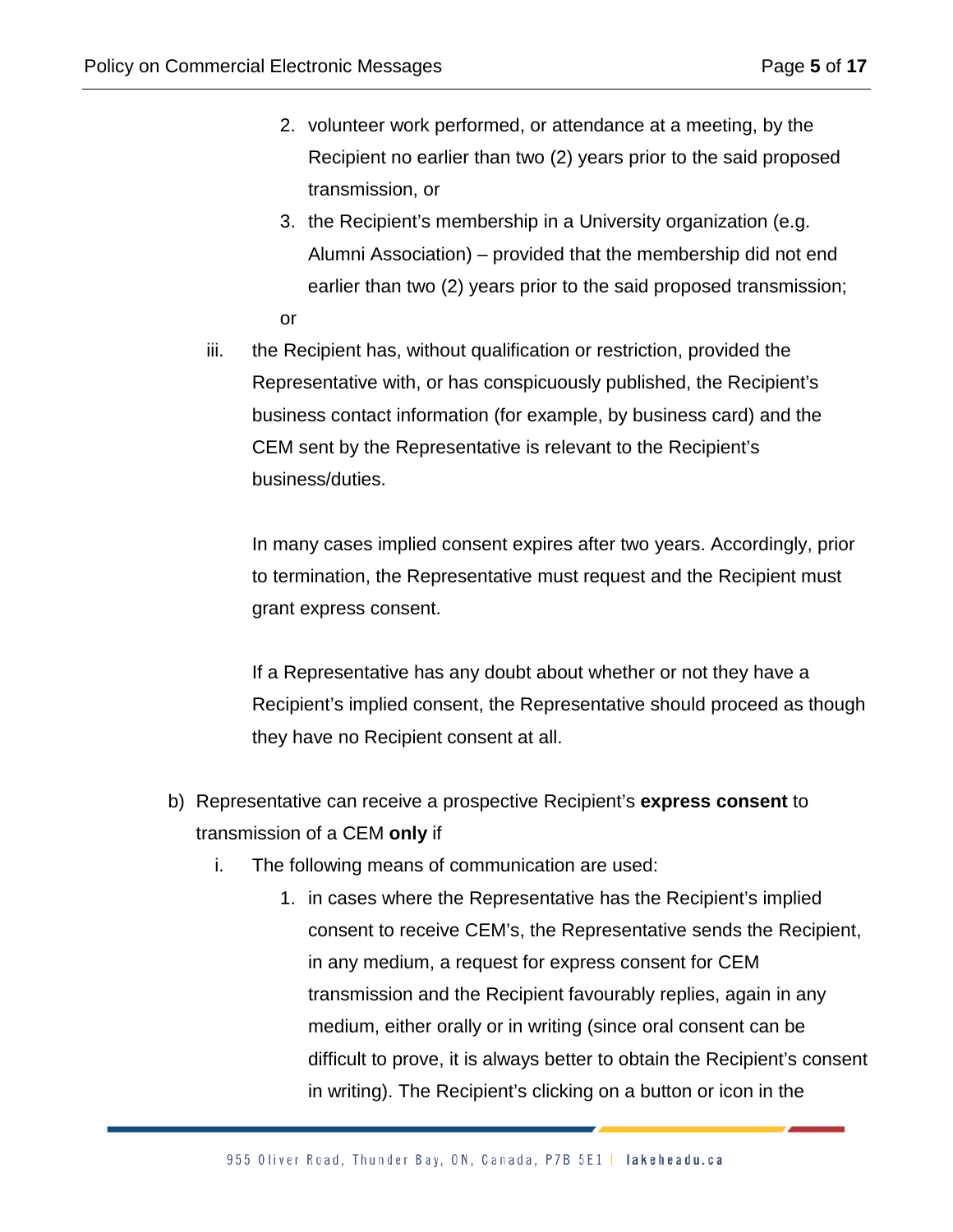2. volunteer work performed, or attendance at a meeting, by the Recipient no earlier than two (2) years prior to the said proposed transmission, or
   3. the Recipient's membership in a University organization (e.g. Alumni Association) – provided that the membership did not end earlier than two (2) years prior to the said proposed transmission;

   or

iii. the Recipient has, without qualification or restriction, provided the Representative with, or has conspicuously published, the Recipient's business contact information (for example, by business card) and the CEM sent by the Representative is relevant to the Recipient's business/duties.

In many cases implied consent expires after two years. Accordingly, prior to termination, the Representative must request and the Recipient must grant express consent.

If a Representative has any doubt about whether or not they have a Recipient's implied consent, the Representative should proceed as though they have no Recipient consent at all.

b) Representative can receive a prospective Recipient's **express consent** to transmission of a CEM **only** if

   i. The following means of communication are used:

      1. in cases where the Representative has the Recipient's implied consent to receive CEM's, the Representative sends the Recipient, in any medium, a request for express consent for CEM transmission and the Recipient favourably replies, again in any medium, either orally or in writing (since oral consent can be difficult to prove, it is always better to obtain the Recipient's consent in writing). The Recipient's clicking on a button or icon in the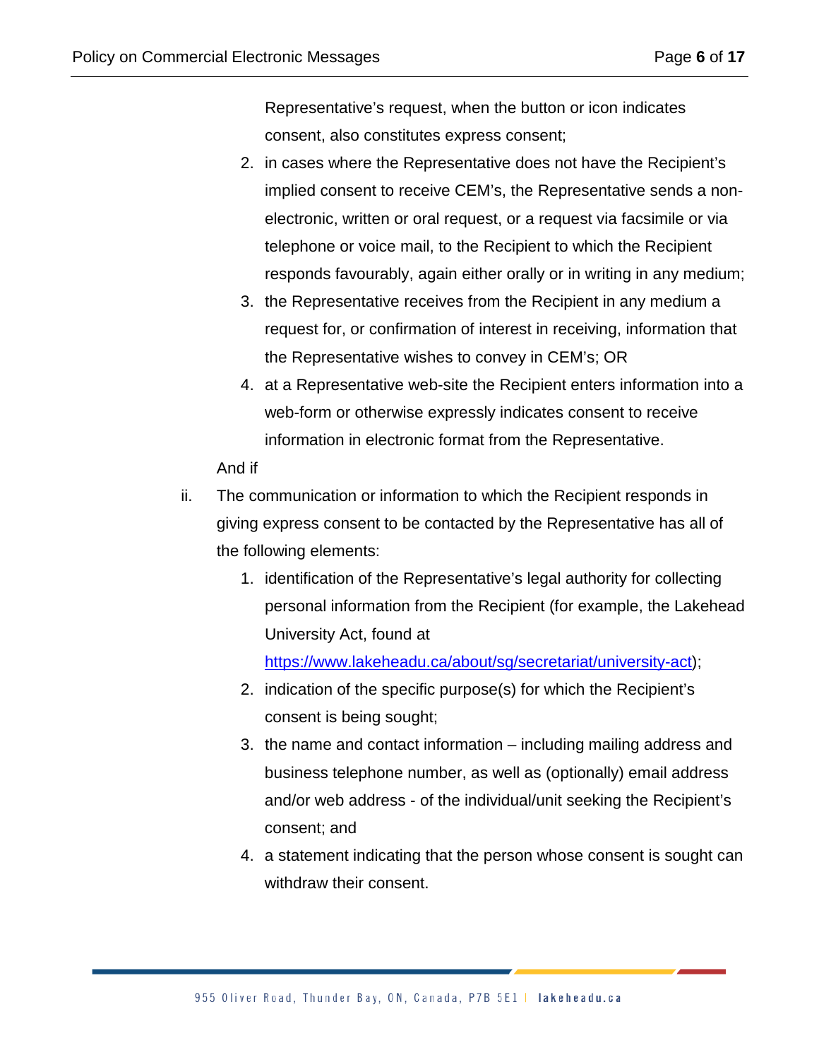Representative's request, when the button or icon indicates consent, also constitutes express consent;

2. in cases where the Representative does not have the Recipient's implied consent to receive CEM's, the Representative sends a non-electronic, written or oral request, or a request via facsimile or via telephone or voice mail, to the Recipient to which the Recipient responds favourably, again either orally or in writing in any medium;
3. the Representative receives from the Recipient in any medium a request for, or confirmation of interest in receiving, information that the Representative wishes to convey in CEM's; OR
4. at a Representative web-site the Recipient enters information into a web-form or otherwise expressly indicates consent to receive information in electronic format from the Representative.

And if

ii. The communication or information to which the Recipient responds in giving express consent to be contacted by the Representative has all of the following elements:

1. identification of the Representative's legal authority for collecting personal information from the Recipient (for example, the Lakehead University Act, found at [https://www.lakeheadu.ca/about/sg/secretariat/university-act](https://www.lakeheadu.ca/about/sg/secretariat/university-act));
2. indication of the specific purpose(s) for which the Recipient's consent is being sought;
3. the name and contact information – including mailing address and business telephone number, as well as (optionally) email address and/or web address - of the individual/unit seeking the Recipient's consent; and
4. a statement indicating that the person whose consent is sought can withdraw their consent.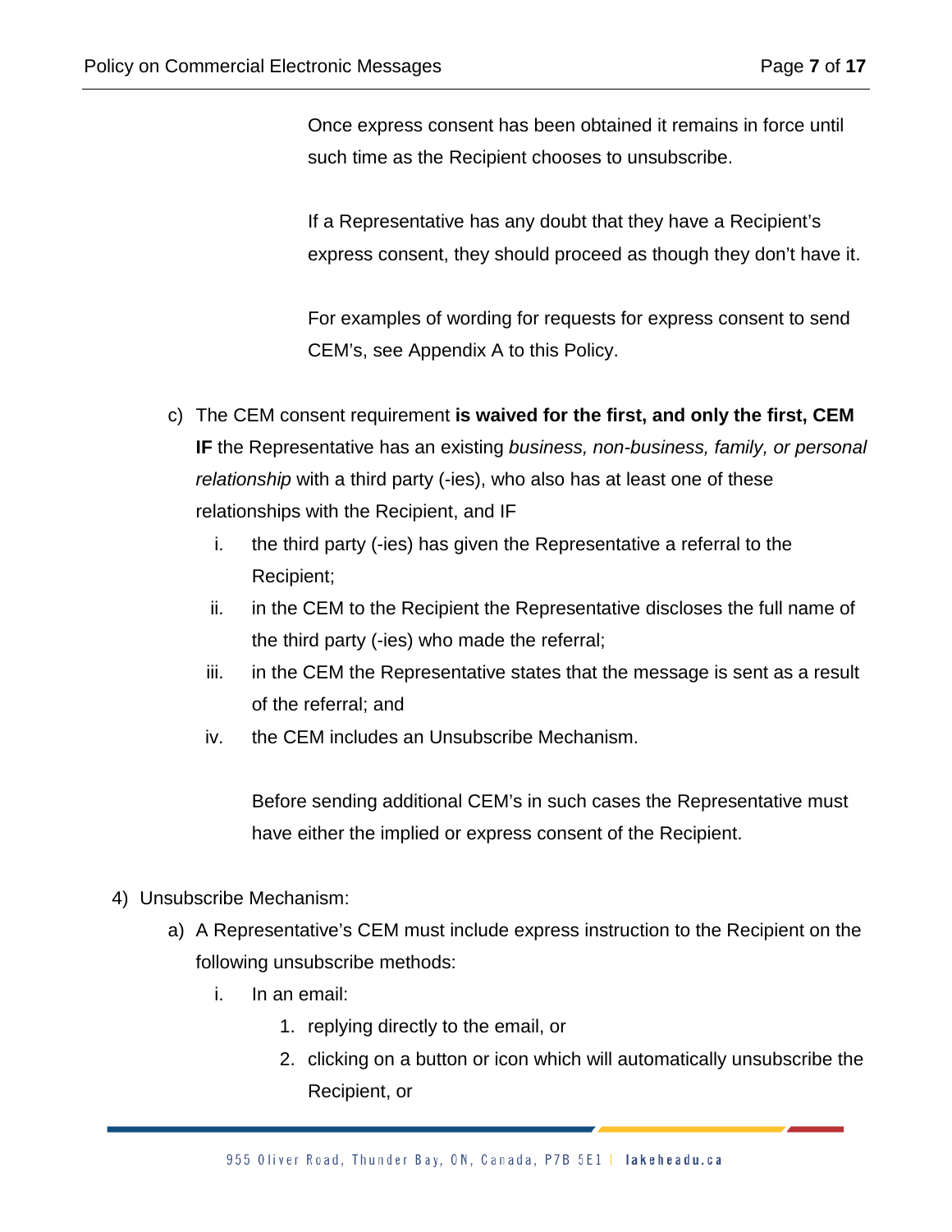Once express consent has been obtained it remains in force until such time as the Recipient chooses to unsubscribe.

If a Representative has any doubt that they have a Recipient's express consent, they should proceed as though they don't have it.

For examples of wording for requests for express consent to send CEM's, see Appendix A to this Policy.

c) The CEM consent requirement **is waived for the first, and only the first, CEM IF** the Representative has an existing *business, non-business, family, or personal relationship* with a third party (-ies), who also has at least one of these relationships with the Recipient, and IF

   i. the third party (-ies) has given the Representative a referral to the Recipient;
   ii. in the CEM to the Recipient the Representative discloses the full name of the third party (-ies) who made the referral;
   iii. in the CEM the Representative states that the message is sent as a result of the referral; and
   iv. the CEM includes an Unsubscribe Mechanism.

   Before sending additional CEM's in such cases the Representative must have either the implied or express consent of the Recipient.

4) Unsubscribe Mechanism:

   a) A Representative's CEM must include express instruction to the Recipient on the following unsubscribe methods:
      i. In an email:
         1. replying directly to the email, or
         2. clicking on a button or icon which will automatically unsubscribe the Recipient, or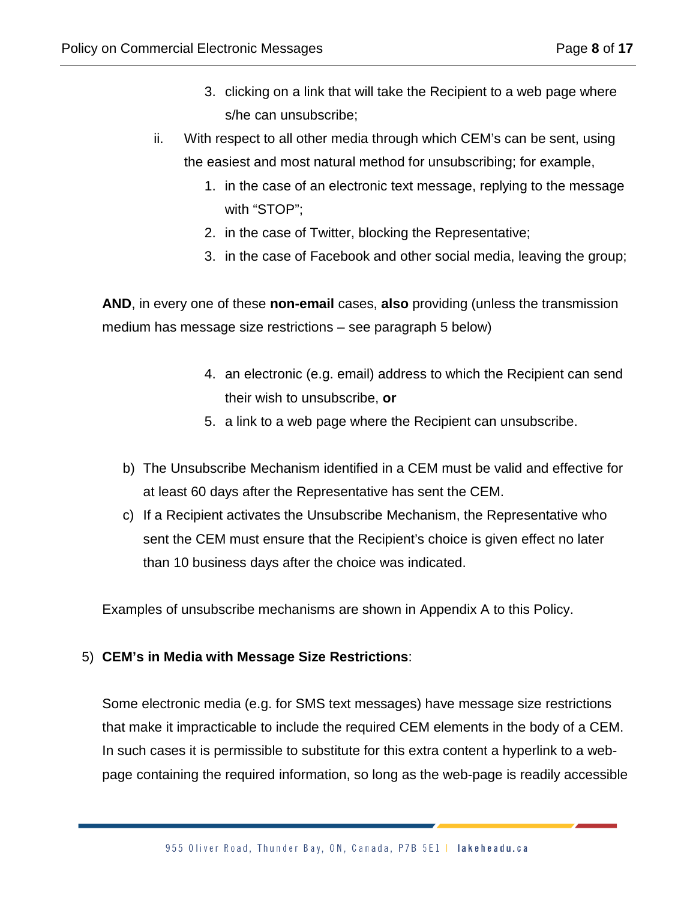3. clicking on a link that will take the Recipient to a web page where s/he can unsubscribe;

ii. With respect to all other media through which CEM's can be sent, using the easiest and most natural method for unsubscribing; for example,

1. in the case of an electronic text message, replying to the message with "STOP";
2. in the case of Twitter, blocking the Representative;
3. in the case of Facebook and other social media, leaving the group;

**AND**, in every one of these **non-email** cases, **also** providing (unless the transmission medium has message size restrictions – see paragraph 5 below)

4. an electronic (e.g. email) address to which the Recipient can send their wish to unsubscribe, **or**
5. a link to a web page where the Recipient can unsubscribe.

b) The Unsubscribe Mechanism identified in a CEM must be valid and effective for at least 60 days after the Representative has sent the CEM.

c) If a Recipient activates the Unsubscribe Mechanism, the Representative who sent the CEM must ensure that the Recipient's choice is given effect no later than 10 business days after the choice was indicated.

Examples of unsubscribe mechanisms are shown in Appendix A to this Policy.

5) **CEM's in Media with Message Size Restrictions**:

Some electronic media (e.g. for SMS text messages) have message size restrictions that make it impracticable to include the required CEM elements in the body of a CEM. In such cases it is permissible to substitute for this extra content a hyperlink to a web-page containing the required information, so long as the web-page is readily accessible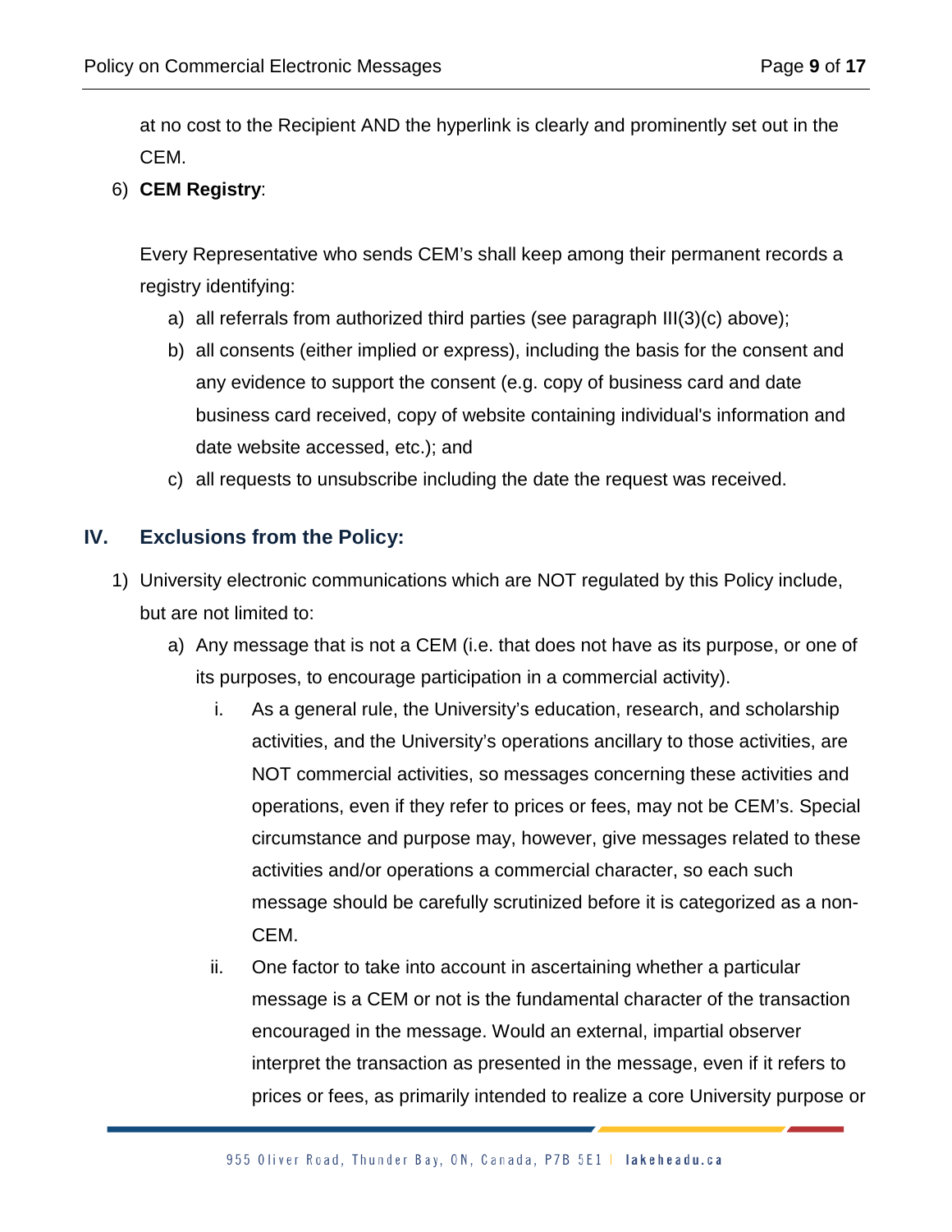at no cost to the Recipient AND the hyperlink is clearly and prominently set out in the CEM.

6) **CEM Registry**:

   Every Representative who sends CEM's shall keep among their permanent records a registry identifying:

   a) all referrals from authorized third parties (see paragraph III(3)(c) above);
   b) all consents (either implied or express), including the basis for the consent and any evidence to support the consent (e.g. copy of business card and date business card received, copy of website containing individual's information and date website accessed, etc.); and
   c) all requests to unsubscribe including the date the request was received.

## IV. Exclusions from the Policy:

1) University electronic communications which are NOT regulated by this Policy include, but are not limited to:
   a) Any message that is not a CEM (i.e. that does not have as its purpose, or one of its purposes, to encourage participation in a commercial activity).
      i. As a general rule, the University's education, research, and scholarship activities, and the University's operations ancillary to those activities, are NOT commercial activities, so messages concerning these activities and operations, even if they refer to prices or fees, may not be CEM's. Special circumstance and purpose may, however, give messages related to these activities and/or operations a commercial character, so each such message should be carefully scrutinized before it is categorized as a non-CEM.
      ii. One factor to take into account in ascertaining whether a particular message is a CEM or not is the fundamental character of the transaction encouraged in the message. Would an external, impartial observer interpret the transaction as presented in the message, even if it refers to prices or fees, as primarily intended to realize a core University purpose or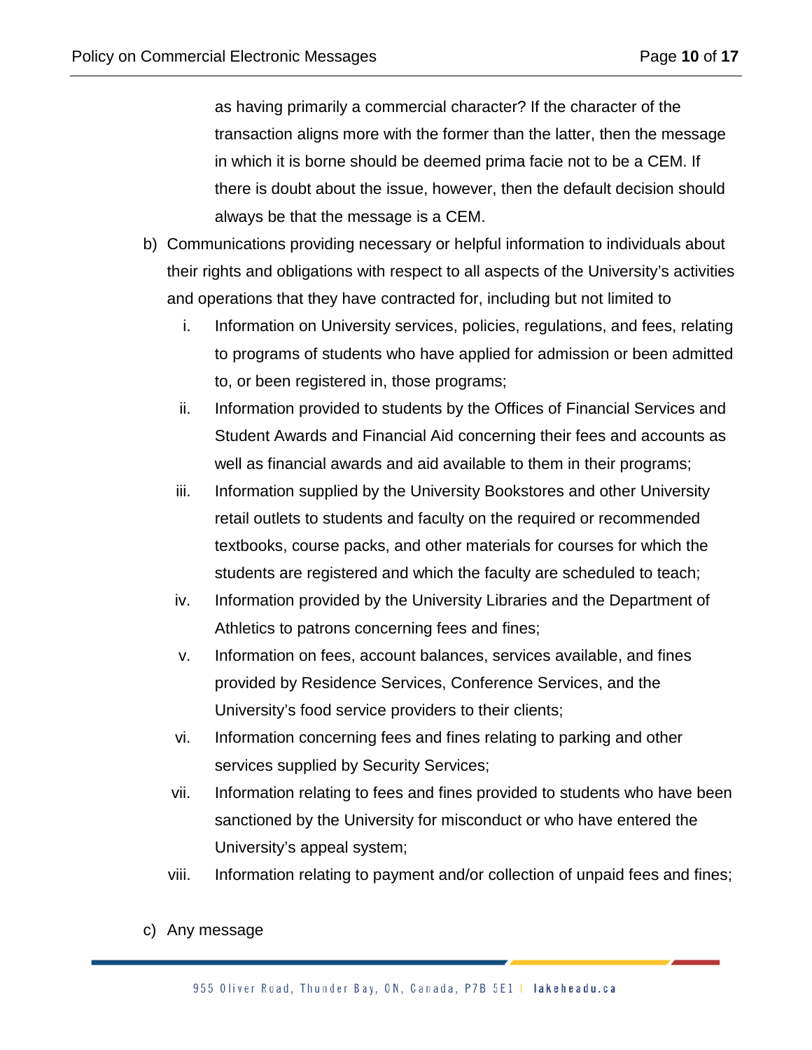as having primarily a commercial character? If the character of the transaction aligns more with the former than the latter, then the message in which it is borne should be deemed prima facie not to be a CEM. If there is doubt about the issue, however, then the default decision should always be that the message is a CEM.

b) Communications providing necessary or helpful information to individuals about their rights and obligations with respect to all aspects of the University's activities and operations that they have contracted for, including but not limited to

   i. Information on University services, policies, regulations, and fees, relating to programs of students who have applied for admission or been admitted to, or been registered in, those programs;

   ii. Information provided to students by the Offices of Financial Services and Student Awards and Financial Aid concerning their fees and accounts as well as financial awards and aid available to them in their programs;

   iii. Information supplied by the University Bookstores and other University retail outlets to students and faculty on the required or recommended textbooks, course packs, and other materials for courses for which the students are registered and which the faculty are scheduled to teach;

   iv. Information provided by the University Libraries and the Department of Athletics to patrons concerning fees and fines;

   v. Information on fees, account balances, services available, and fines provided by Residence Services, Conference Services, and the University's food service providers to their clients;

   vi. Information concerning fees and fines relating to parking and other services supplied by Security Services;

   vii. Information relating to fees and fines provided to students who have been sanctioned by the University for misconduct or who have entered the University's appeal system;

   viii. Information relating to payment and/or collection of unpaid fees and fines;

c) Any message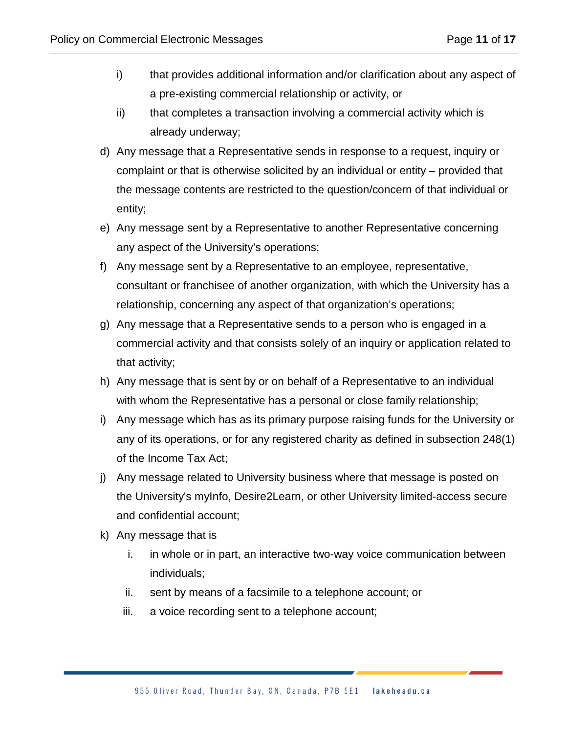i) that provides additional information and/or clarification about any aspect of a pre-existing commercial relationship or activity, or

ii) that completes a transaction involving a commercial activity which is already underway;

d) Any message that a Representative sends in response to a request, inquiry or complaint or that is otherwise solicited by an individual or entity – provided that the message contents are restricted to the question/concern of that individual or entity;

e) Any message sent by a Representative to another Representative concerning any aspect of the University's operations;

f) Any message sent by a Representative to an employee, representative, consultant or franchisee of another organization, with which the University has a relationship, concerning any aspect of that organization's operations;

g) Any message that a Representative sends to a person who is engaged in a commercial activity and that consists solely of an inquiry or application related to that activity;

h) Any message that is sent by or on behalf of a Representative to an individual with whom the Representative has a personal or close family relationship;

i) Any message which has as its primary purpose raising funds for the University or any of its operations, or for any registered charity as defined in subsection 248(1) of the Income Tax Act;

j) Any message related to University business where that message is posted on the University's myInfo, Desire2Learn, or other University limited-access secure and confidential account;

k) Any message that is

   i. in whole or in part, an interactive two-way voice communication between individuals;

   ii. sent by means of a facsimile to a telephone account; or

   iii. a voice recording sent to a telephone account;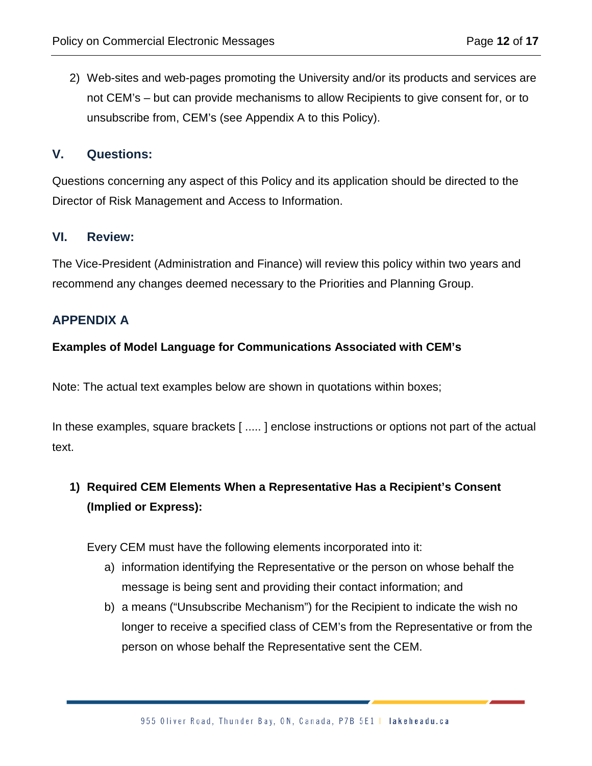2) Web-sites and web-pages promoting the University and/or its products and services are not CEM's – but can provide mechanisms to allow Recipients to give consent for, or to unsubscribe from, CEM's (see Appendix A to this Policy).

## V. Questions:

Questions concerning any aspect of this Policy and its application should be directed to the Director of Risk Management and Access to Information.

## VI. Review:

The Vice-President (Administration and Finance) will review this policy within two years and recommend any changes deemed necessary to the Priorities and Planning Group.

## APPENDIX A

**Examples of Model Language for Communications Associated with CEM's**

Note: The actual text examples below are shown in quotations within boxes;

In these examples, square brackets [ ..... ] enclose instructions or options not part of the actual text.

### 1) Required CEM Elements When a Representative Has a Recipient's Consent (Implied or Express):

Every CEM must have the following elements incorporated into it:

a) information identifying the Representative or the person on whose behalf the message is being sent and providing their contact information; and
b) a means ("Unsubscribe Mechanism") for the Recipient to indicate the wish no longer to receive a specified class of CEM's from the Representative or from the person on whose behalf the Representative sent the CEM.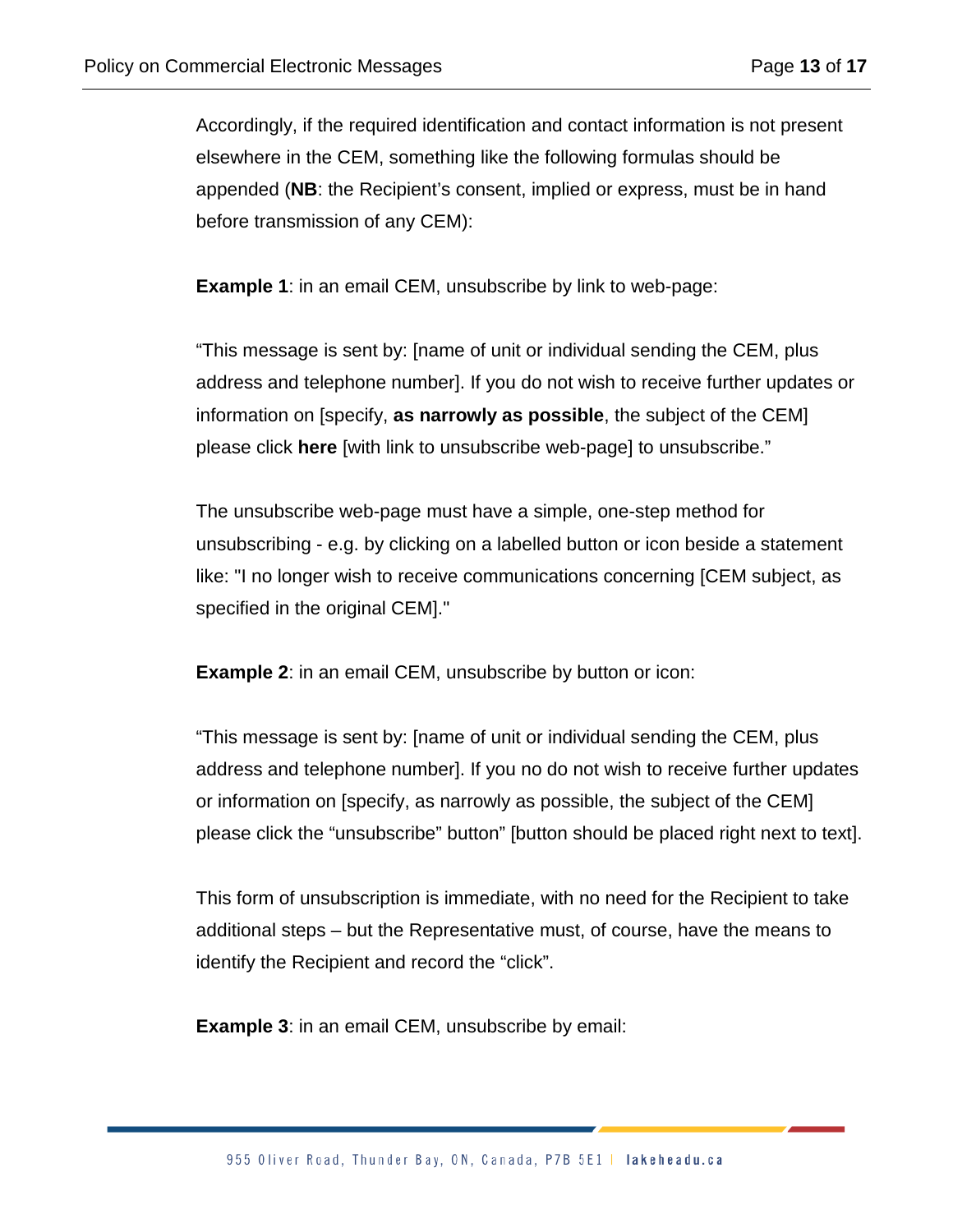Accordingly, if the required identification and contact information is not present elsewhere in the CEM, something like the following formulas should be appended (**NB**: the Recipient's consent, implied or express, must be in hand before transmission of any CEM):

**Example 1**: in an email CEM, unsubscribe by link to web-page:

"This message is sent by: [name of unit or individual sending the CEM, plus address and telephone number]. If you do not wish to receive further updates or information on [specify, **as narrowly as possible**, the subject of the CEM] please click **here** [with link to unsubscribe web-page] to unsubscribe."

The unsubscribe web-page must have a simple, one-step method for unsubscribing - e.g. by clicking on a labelled button or icon beside a statement like: "I no longer wish to receive communications concerning [CEM subject, as specified in the original CEM]."

**Example 2**: in an email CEM, unsubscribe by button or icon:

"This message is sent by: [name of unit or individual sending the CEM, plus address and telephone number]. If you no do not wish to receive further updates or information on [specify, as narrowly as possible, the subject of the CEM] please click the "unsubscribe" button" [button should be placed right next to text].

This form of unsubscription is immediate, with no need for the Recipient to take additional steps – but the Representative must, of course, have the means to identify the Recipient and record the "click".

**Example 3**: in an email CEM, unsubscribe by email: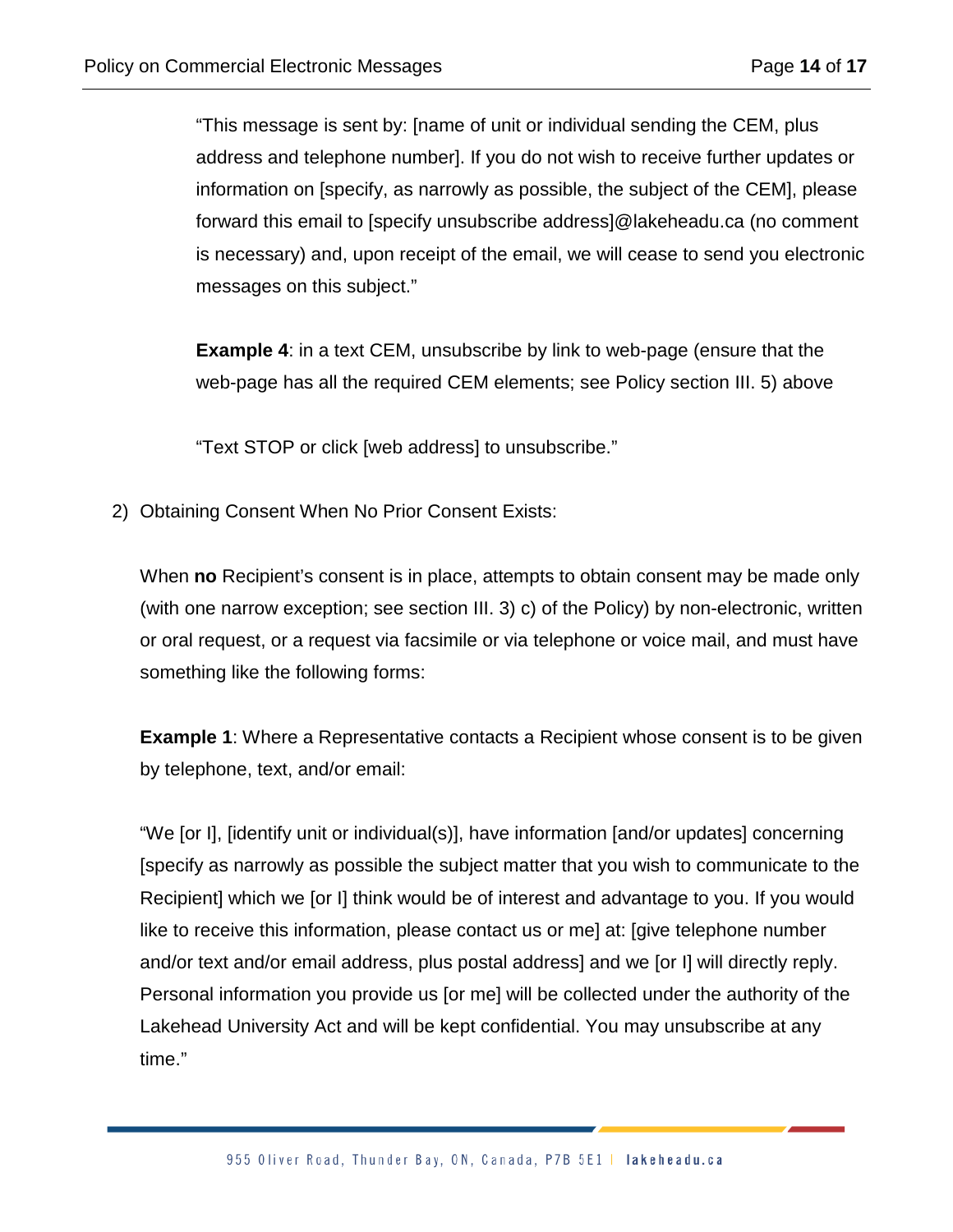"This message is sent by: [name of unit or individual sending the CEM, plus address and telephone number]. If you do not wish to receive further updates or information on [specify, as narrowly as possible, the subject of the CEM], please forward this email to [specify unsubscribe address]@lakeheadu.ca (no comment is necessary) and, upon receipt of the email, we will cease to send you electronic messages on this subject."

**Example 4**: in a text CEM, unsubscribe by link to web-page (ensure that the web-page has all the required CEM elements; see Policy section III. 5) above

"Text STOP or click [web address] to unsubscribe."

2) Obtaining Consent When No Prior Consent Exists:

When **no** Recipient's consent is in place, attempts to obtain consent may be made only (with one narrow exception; see section III. 3) c) of the Policy) by non-electronic, written or oral request, or a request via facsimile or via telephone or voice mail, and must have something like the following forms:

**Example 1**: Where a Representative contacts a Recipient whose consent is to be given by telephone, text, and/or email:

"We [or I], [identify unit or individual(s)], have information [and/or updates] concerning [specify as narrowly as possible the subject matter that you wish to communicate to the Recipient] which we [or I] think would be of interest and advantage to you. If you would like to receive this information, please contact us or me] at: [give telephone number and/or text and/or email address, plus postal address] and we [or I] will directly reply. Personal information you provide us [or me] will be collected under the authority of the Lakehead University Act and will be kept confidential. You may unsubscribe at any time."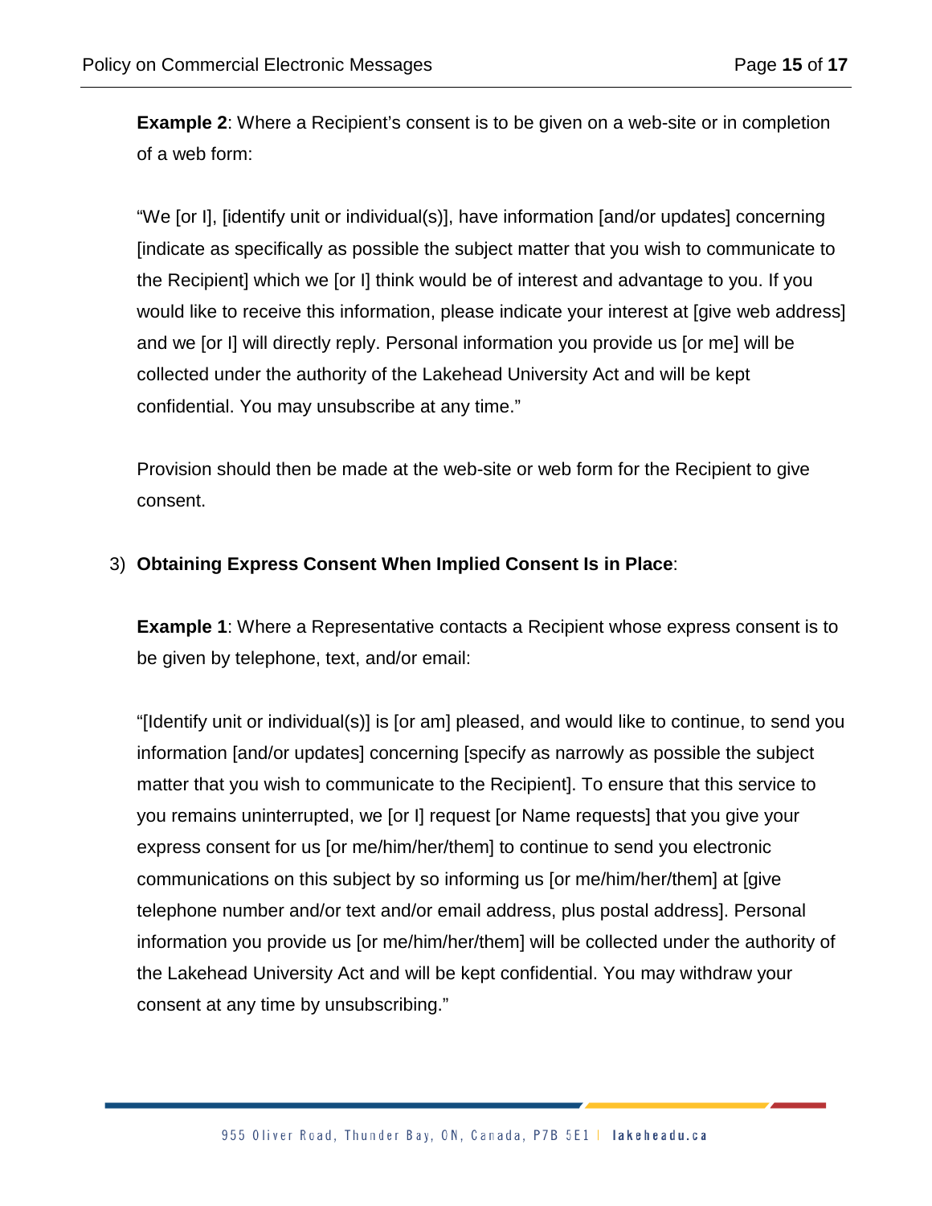**Example 2**: Where a Recipient's consent is to be given on a web-site or in completion of a web form:

"We [or I], [identify unit or individual(s)], have information [and/or updates] concerning [indicate as specifically as possible the subject matter that you wish to communicate to the Recipient] which we [or I] think would be of interest and advantage to you. If you would like to receive this information, please indicate your interest at [give web address] and we [or I] will directly reply. Personal information you provide us [or me] will be collected under the authority of the Lakehead University Act and will be kept confidential. You may unsubscribe at any time."

Provision should then be made at the web-site or web form for the Recipient to give consent.

3) **Obtaining Express Consent When Implied Consent Is in Place**:

**Example 1**: Where a Representative contacts a Recipient whose express consent is to be given by telephone, text, and/or email:

"[Identify unit or individual(s)] is [or am] pleased, and would like to continue, to send you information [and/or updates] concerning [specify as narrowly as possible the subject matter that you wish to communicate to the Recipient]. To ensure that this service to you remains uninterrupted, we [or I] request [or Name requests] that you give your express consent for us [or me/him/her/them] to continue to send you electronic communications on this subject by so informing us [or me/him/her/them] at [give telephone number and/or text and/or email address, plus postal address]. Personal information you provide us [or me/him/her/them] will be collected under the authority of the Lakehead University Act and will be kept confidential. You may withdraw your consent at any time by unsubscribing."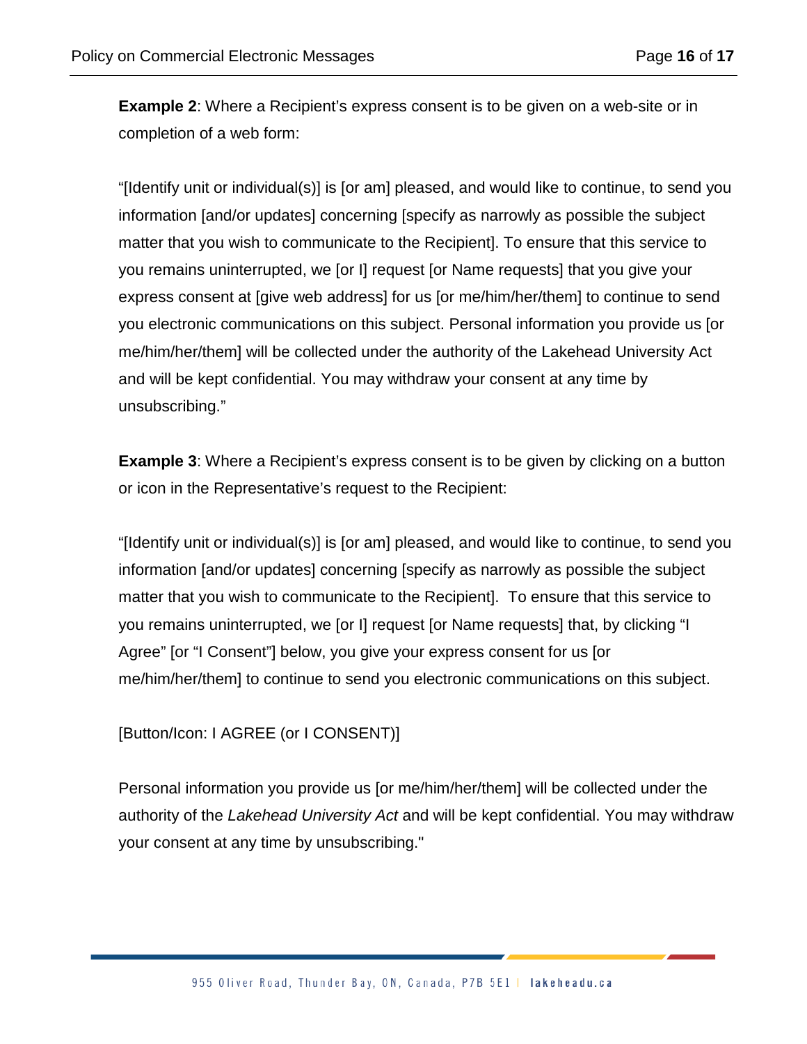**Example 2**: Where a Recipient's express consent is to be given on a web-site or in completion of a web form:

"[Identify unit or individual(s)] is [or am] pleased, and would like to continue, to send you information [and/or updates] concerning [specify as narrowly as possible the subject matter that you wish to communicate to the Recipient]. To ensure that this service to you remains uninterrupted, we [or I] request [or Name requests] that you give your express consent at [give web address] for us [or me/him/her/them] to continue to send you electronic communications on this subject. Personal information you provide us [or me/him/her/them] will be collected under the authority of the Lakehead University Act and will be kept confidential. You may withdraw your consent at any time by unsubscribing."

**Example 3**: Where a Recipient's express consent is to be given by clicking on a button or icon in the Representative's request to the Recipient:

"[Identify unit or individual(s)] is [or am] pleased, and would like to continue, to send you information [and/or updates] concerning [specify as narrowly as possible the subject matter that you wish to communicate to the Recipient]. To ensure that this service to you remains uninterrupted, we [or I] request [or Name requests] that, by clicking "I Agree" [or "I Consent"] below, you give your express consent for us [or me/him/her/them] to continue to send you electronic communications on this subject.

[Button/Icon: I AGREE (or I CONSENT)]

Personal information you provide us [or me/him/her/them] will be collected under the authority of the *Lakehead University Act* and will be kept confidential. You may withdraw your consent at any time by unsubscribing."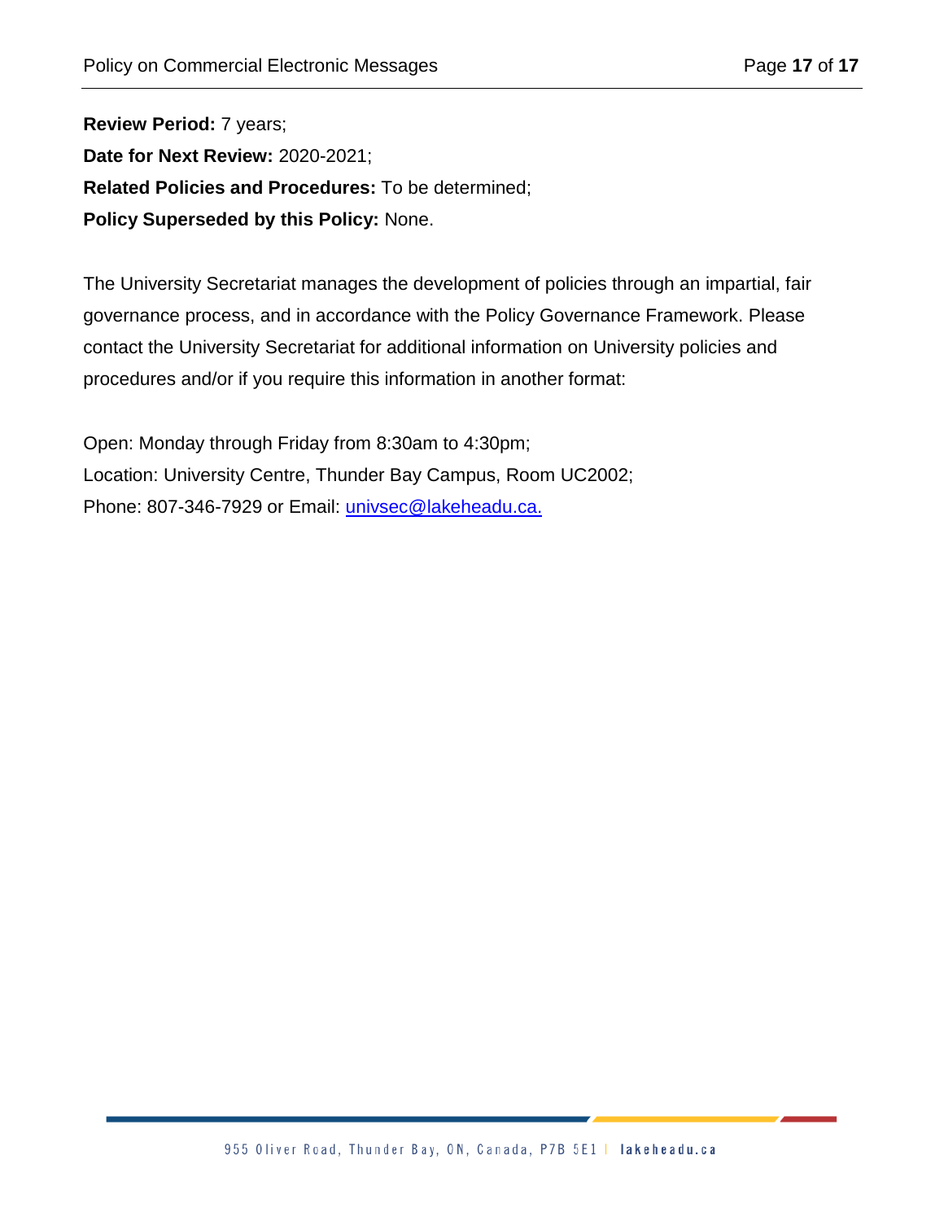**Review Period:** 7 years;
**Date for Next Review:** 2020-2021;
**Related Policies and Procedures:** To be determined;
**Policy Superseded by this Policy:** None.

The University Secretariat manages the development of policies through an impartial, fair governance process, and in accordance with the Policy Governance Framework. Please contact the University Secretariat for additional information on University policies and procedures and/or if you require this information in another format:

Open: Monday through Friday from 8:30am to 4:30pm;
Location: University Centre, Thunder Bay Campus, Room UC2002;
Phone: 807-346-7929 or Email: univsec@lakeheadu.ca.